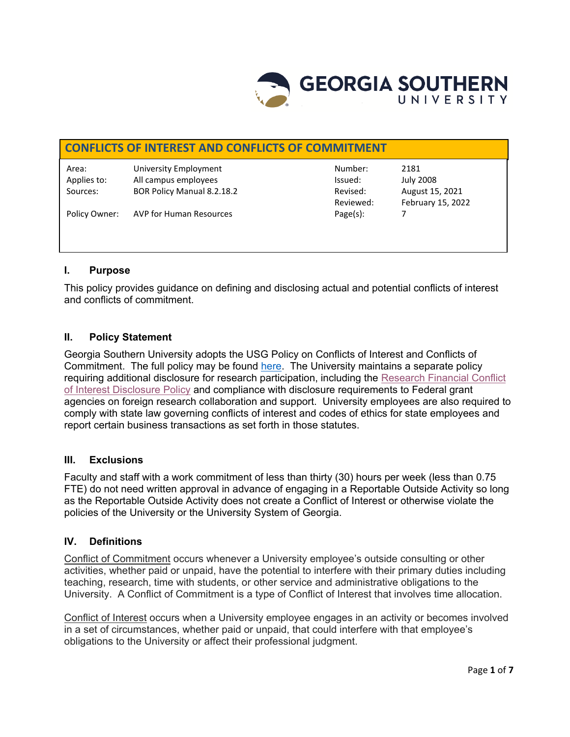GEORGIA SOUTHERN UNIVERSITY

# CONFLICTS OF INTEREST AND CONFLICTS OF COMMITMENT

| | | | |
|---|---|---|---|
| Area: | University Employment | Number: | 2181 |
| Applies to: | All campus employees | Issued: | July 2008 |
| Sources: | BOR Policy Manual 8.2.18.2 | Revised: | August 15, 2021 |
| | | Reviewed: | February 15, 2022 |
| Policy Owner: | AVP for Human Resources | Page(s): | 7 |

## I. Purpose

This policy provides guidance on defining and disclosing actual and potential conflicts of interest and conflicts of commitment.

## II. Policy Statement

Georgia Southern University adopts the USG Policy on Conflicts of Interest and Conflicts of Commitment. The full policy may be found here. The University maintains a separate policy requiring additional disclosure for research participation, including the Research Financial Conflict of Interest Disclosure Policy and compliance with disclosure requirements to Federal grant agencies on foreign research collaboration and support. University employees are also required to comply with state law governing conflicts of interest and codes of ethics for state employees and report certain business transactions as set forth in those statutes.

## III. Exclusions

Faculty and staff with a work commitment of less than thirty (30) hours per week (less than 0.75 FTE) do not need written approval in advance of engaging in a Reportable Outside Activity so long as the Reportable Outside Activity does not create a Conflict of Interest or otherwise violate the policies of the University or the University System of Georgia.

## IV. Definitions

Conflict of Commitment occurs whenever a University employee's outside consulting or other activities, whether paid or unpaid, have the potential to interfere with their primary duties including teaching, research, time with students, or other service and administrative obligations to the University. A Conflict of Commitment is a type of Conflict of Interest that involves time allocation.

Conflict of Interest occurs when a University employee engages in an activity or becomes involved in a set of circumstances, whether paid or unpaid, that could interfere with that employee's obligations to the University or affect their professional judgment.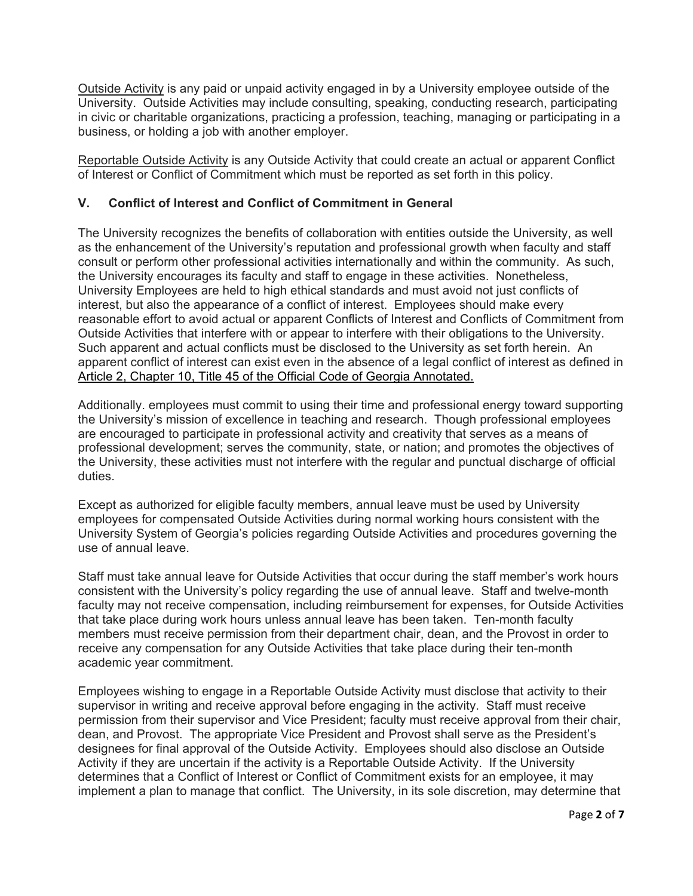Outside Activity is any paid or unpaid activity engaged in by a University employee outside of the University. Outside Activities may include consulting, speaking, conducting research, participating in civic or charitable organizations, practicing a profession, teaching, managing or participating in a business, or holding a job with another employer.

Reportable Outside Activity is any Outside Activity that could create an actual or apparent Conflict of Interest or Conflict of Commitment which must be reported as set forth in this policy.

## V. Conflict of Interest and Conflict of Commitment in General

The University recognizes the benefits of collaboration with entities outside the University, as well as the enhancement of the University's reputation and professional growth when faculty and staff consult or perform other professional activities internationally and within the community. As such, the University encourages its faculty and staff to engage in these activities. Nonetheless, University Employees are held to high ethical standards and must avoid not just conflicts of interest, but also the appearance of a conflict of interest. Employees should make every reasonable effort to avoid actual or apparent Conflicts of Interest and Conflicts of Commitment from Outside Activities that interfere with or appear to interfere with their obligations to the University. Such apparent and actual conflicts must be disclosed to the University as set forth herein. An apparent conflict of interest can exist even in the absence of a legal conflict of interest as defined in Article 2, Chapter 10, Title 45 of the Official Code of Georgia Annotated.

Additionally. employees must commit to using their time and professional energy toward supporting the University's mission of excellence in teaching and research. Though professional employees are encouraged to participate in professional activity and creativity that serves as a means of professional development; serves the community, state, or nation; and promotes the objectives of the University, these activities must not interfere with the regular and punctual discharge of official duties.

Except as authorized for eligible faculty members, annual leave must be used by University employees for compensated Outside Activities during normal working hours consistent with the University System of Georgia's policies regarding Outside Activities and procedures governing the use of annual leave.

Staff must take annual leave for Outside Activities that occur during the staff member's work hours consistent with the University's policy regarding the use of annual leave. Staff and twelve-month faculty may not receive compensation, including reimbursement for expenses, for Outside Activities that take place during work hours unless annual leave has been taken. Ten-month faculty members must receive permission from their department chair, dean, and the Provost in order to receive any compensation for any Outside Activities that take place during their ten-month academic year commitment.

Employees wishing to engage in a Reportable Outside Activity must disclose that activity to their supervisor in writing and receive approval before engaging in the activity. Staff must receive permission from their supervisor and Vice President; faculty must receive approval from their chair, dean, and Provost. The appropriate Vice President and Provost shall serve as the President's designees for final approval of the Outside Activity. Employees should also disclose an Outside Activity if they are uncertain if the activity is a Reportable Outside Activity. If the University determines that a Conflict of Interest or Conflict of Commitment exists for an employee, it may implement a plan to manage that conflict. The University, in its sole discretion, may determine that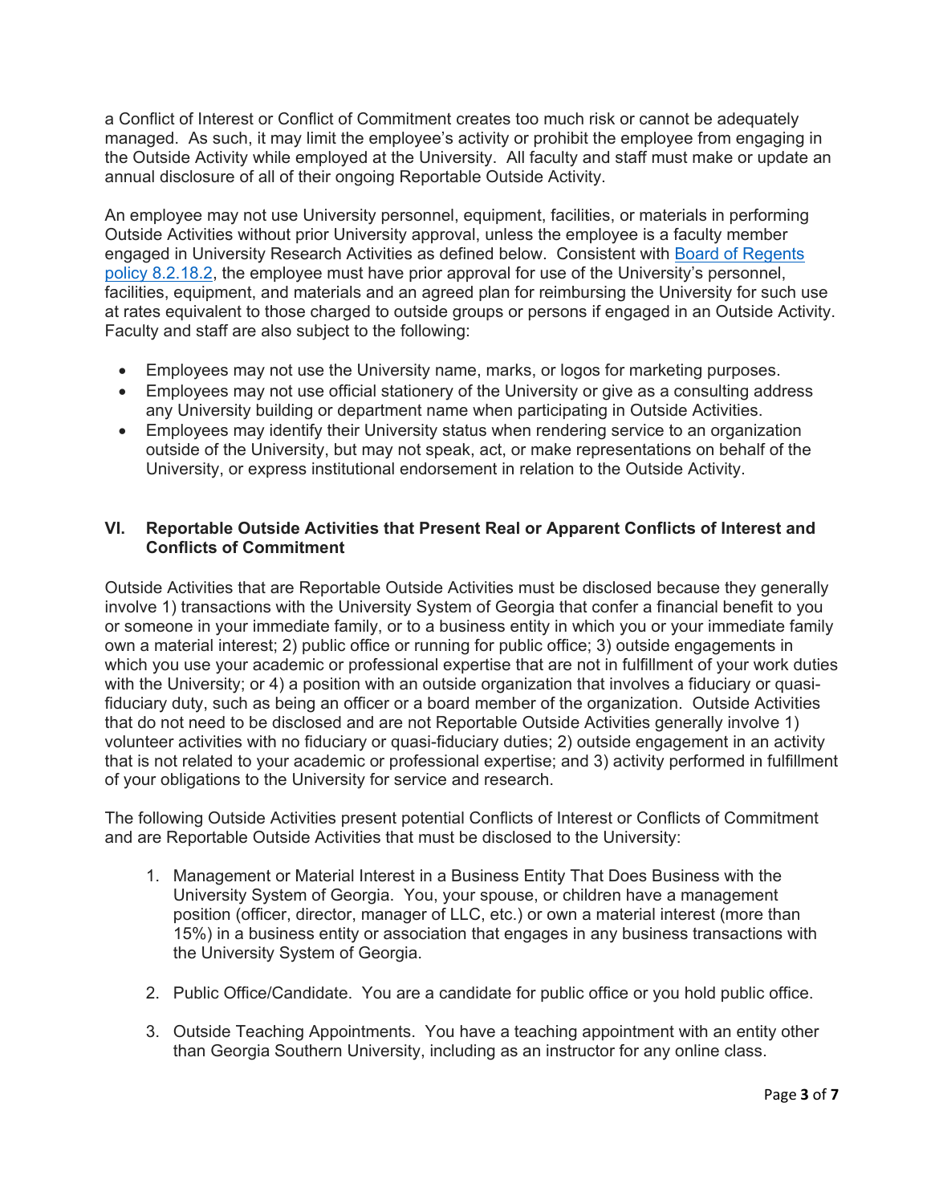a Conflict of Interest or Conflict of Commitment creates too much risk or cannot be adequately managed. As such, it may limit the employee's activity or prohibit the employee from engaging in the Outside Activity while employed at the University. All faculty and staff must make or update an annual disclosure of all of their ongoing Reportable Outside Activity.

An employee may not use University personnel, equipment, facilities, or materials in performing Outside Activities without prior University approval, unless the employee is a faculty member engaged in University Research Activities as defined below. Consistent with [Board of Regents policy 8.2.18.2](), the employee must have prior approval for use of the University's personnel, facilities, equipment, and materials and an agreed plan for reimbursing the University for such use at rates equivalent to those charged to outside groups or persons if engaged in an Outside Activity. Faculty and staff are also subject to the following:

- Employees may not use the University name, marks, or logos for marketing purposes.
- Employees may not use official stationery of the University or give as a consulting address any University building or department name when participating in Outside Activities.
- Employees may identify their University status when rendering service to an organization outside of the University, but may not speak, act, or make representations on behalf of the University, or express institutional endorsement in relation to the Outside Activity.

## VI. Reportable Outside Activities that Present Real or Apparent Conflicts of Interest and Conflicts of Commitment

Outside Activities that are Reportable Outside Activities must be disclosed because they generally involve 1) transactions with the University System of Georgia that confer a financial benefit to you or someone in your immediate family, or to a business entity in which you or your immediate family own a material interest; 2) public office or running for public office; 3) outside engagements in which you use your academic or professional expertise that are not in fulfillment of your work duties with the University; or 4) a position with an outside organization that involves a fiduciary or quasi-fiduciary duty, such as being an officer or a board member of the organization. Outside Activities that do not need to be disclosed and are not Reportable Outside Activities generally involve 1) volunteer activities with no fiduciary or quasi-fiduciary duties; 2) outside engagement in an activity that is not related to your academic or professional expertise; and 3) activity performed in fulfillment of your obligations to the University for service and research.

The following Outside Activities present potential Conflicts of Interest or Conflicts of Commitment and are Reportable Outside Activities that must be disclosed to the University:

1. Management or Material Interest in a Business Entity That Does Business with the University System of Georgia. You, your spouse, or children have a management position (officer, director, manager of LLC, etc.) or own a material interest (more than 15%) in a business entity or association that engages in any business transactions with the University System of Georgia.

2. Public Office/Candidate. You are a candidate for public office or you hold public office.

3. Outside Teaching Appointments. You have a teaching appointment with an entity other than Georgia Southern University, including as an instructor for any online class.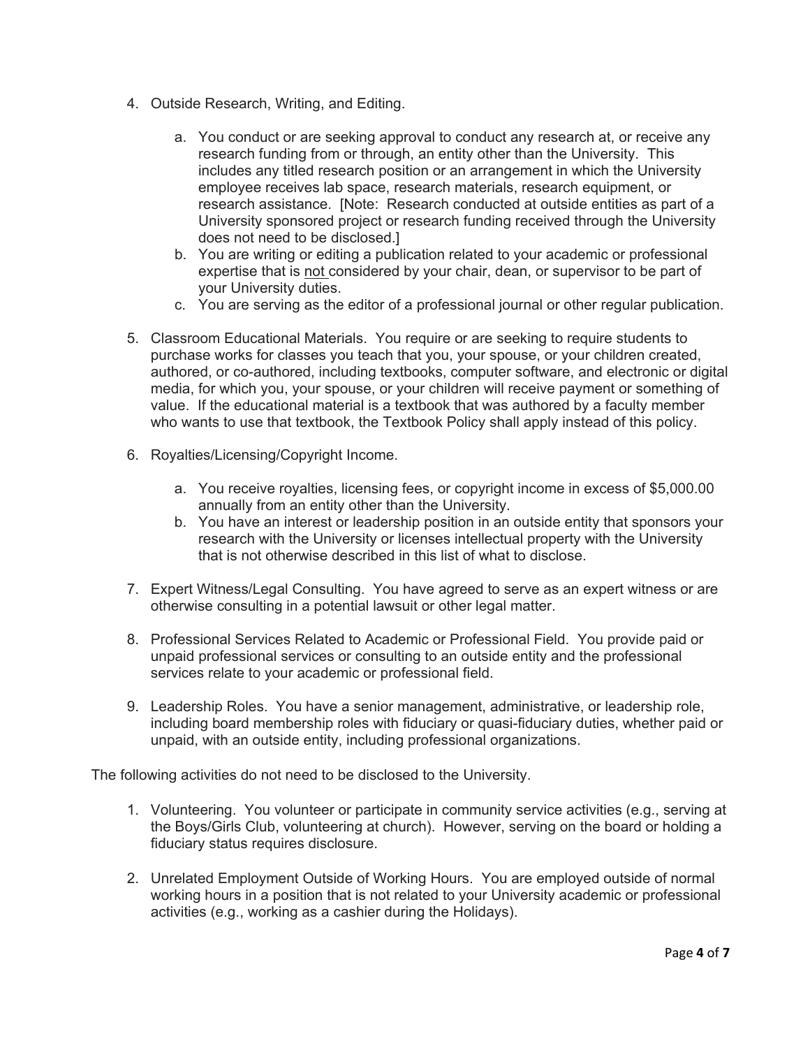4. Outside Research, Writing, and Editing.

    a. You conduct or are seeking approval to conduct any research at, or receive any research funding from or through, an entity other than the University. This includes any titled research position or an arrangement in which the University employee receives lab space, research materials, research equipment, or research assistance. [Note: Research conducted at outside entities as part of a University sponsored project or research funding received through the University does not need to be disclosed.]
    b. You are writing or editing a publication related to your academic or professional expertise that is <u>not</u> considered by your chair, dean, or supervisor to be part of your University duties.
    c. You are serving as the editor of a professional journal or other regular publication.

5. Classroom Educational Materials. You require or are seeking to require students to purchase works for classes you teach that you, your spouse, or your children created, authored, or co-authored, including textbooks, computer software, and electronic or digital media, for which you, your spouse, or your children will receive payment or something of value. If the educational material is a textbook that was authored by a faculty member who wants to use that textbook, the Textbook Policy shall apply instead of this policy.

6. Royalties/Licensing/Copyright Income.

    a. You receive royalties, licensing fees, or copyright income in excess of $5,000.00 annually from an entity other than the University.
    b. You have an interest or leadership position in an outside entity that sponsors your research with the University or licenses intellectual property with the University that is not otherwise described in this list of what to disclose.

7. Expert Witness/Legal Consulting. You have agreed to serve as an expert witness or are otherwise consulting in a potential lawsuit or other legal matter.

8. Professional Services Related to Academic or Professional Field. You provide paid or unpaid professional services or consulting to an outside entity and the professional services relate to your academic or professional field.

9. Leadership Roles. You have a senior management, administrative, or leadership role, including board membership roles with fiduciary or quasi-fiduciary duties, whether paid or unpaid, with an outside entity, including professional organizations.

The following activities do not need to be disclosed to the University.

1. Volunteering. You volunteer or participate in community service activities (e.g., serving at the Boys/Girls Club, volunteering at church). However, serving on the board or holding a fiduciary status requires disclosure.

2. Unrelated Employment Outside of Working Hours. You are employed outside of normal working hours in a position that is not related to your University academic or professional activities (e.g., working as a cashier during the Holidays).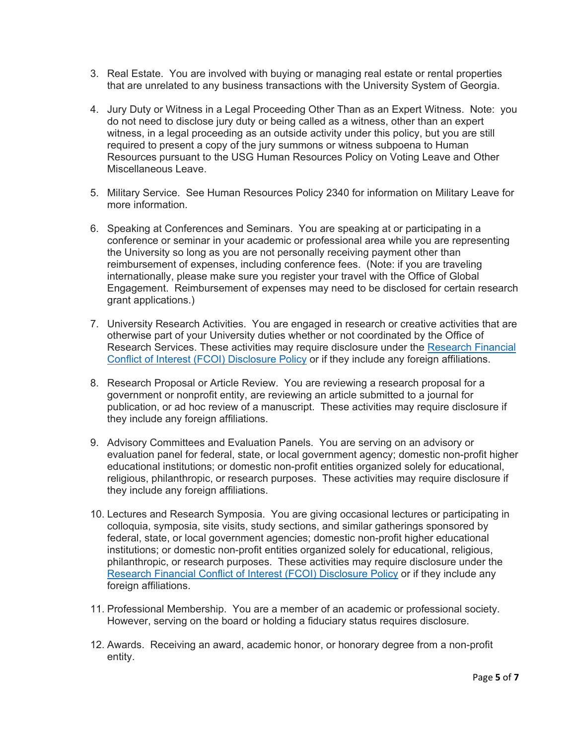3. Real Estate. You are involved with buying or managing real estate or rental properties that are unrelated to any business transactions with the University System of Georgia.

4. Jury Duty or Witness in a Legal Proceeding Other Than as an Expert Witness. Note: you do not need to disclose jury duty or being called as a witness, other than an expert witness, in a legal proceeding as an outside activity under this policy, but you are still required to present a copy of the jury summons or witness subpoena to Human Resources pursuant to the USG Human Resources Policy on Voting Leave and Other Miscellaneous Leave.

5. Military Service. See Human Resources Policy 2340 for information on Military Leave for more information.

6. Speaking at Conferences and Seminars. You are speaking at or participating in a conference or seminar in your academic or professional area while you are representing the University so long as you are not personally receiving payment other than reimbursement of expenses, including conference fees. (Note: if you are traveling internationally, please make sure you register your travel with the Office of Global Engagement. Reimbursement of expenses may need to be disclosed for certain research grant applications.)

7. University Research Activities. You are engaged in research or creative activities that are otherwise part of your University duties whether or not coordinated by the Office of Research Services. These activities may require disclosure under the Research Financial Conflict of Interest (FCOI) Disclosure Policy or if they include any foreign affiliations.

8. Research Proposal or Article Review. You are reviewing a research proposal for a government or nonprofit entity, are reviewing an article submitted to a journal for publication, or ad hoc review of a manuscript. These activities may require disclosure if they include any foreign affiliations.

9. Advisory Committees and Evaluation Panels. You are serving on an advisory or evaluation panel for federal, state, or local government agency; domestic non-profit higher educational institutions; or domestic non-profit entities organized solely for educational, religious, philanthropic, or research purposes. These activities may require disclosure if they include any foreign affiliations.

10. Lectures and Research Symposia. You are giving occasional lectures or participating in colloquia, symposia, site visits, study sections, and similar gatherings sponsored by federal, state, or local government agencies; domestic non-profit higher educational institutions; or domestic non-profit entities organized solely for educational, religious, philanthropic, or research purposes. These activities may require disclosure under the Research Financial Conflict of Interest (FCOI) Disclosure Policy or if they include any foreign affiliations.

11. Professional Membership. You are a member of an academic or professional society. However, serving on the board or holding a fiduciary status requires disclosure.

12. Awards. Receiving an award, academic honor, or honorary degree from a non-profit entity.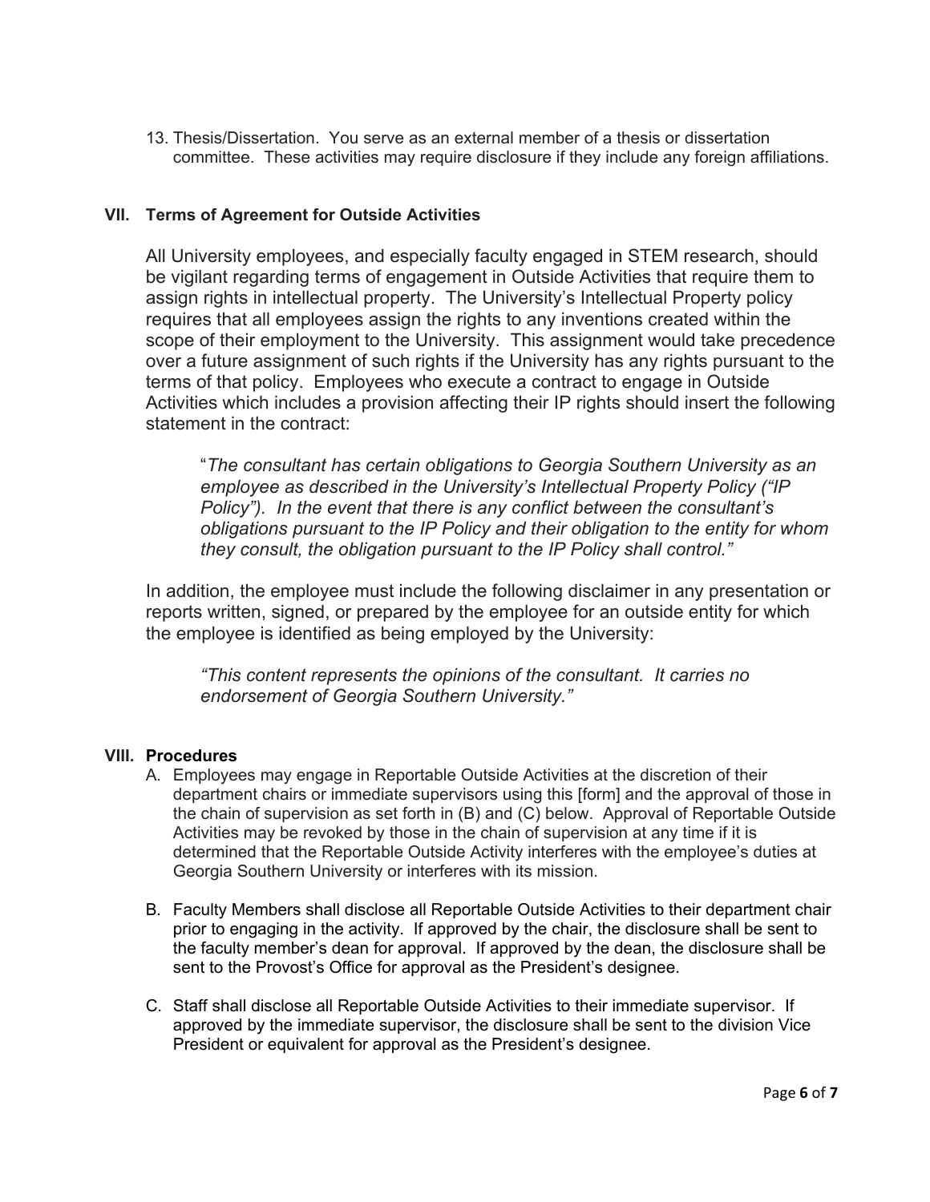13. Thesis/Dissertation. You serve as an external member of a thesis or dissertation committee. These activities may require disclosure if they include any foreign affiliations.

## VII. Terms of Agreement for Outside Activities

All University employees, and especially faculty engaged in STEM research, should be vigilant regarding terms of engagement in Outside Activities that require them to assign rights in intellectual property. The University's Intellectual Property policy requires that all employees assign the rights to any inventions created within the scope of their employment to the University. This assignment would take precedence over a future assignment of such rights if the University has any rights pursuant to the terms of that policy. Employees who execute a contract to engage in Outside Activities which includes a provision affecting their IP rights should insert the following statement in the contract:

> "*The consultant has certain obligations to Georgia Southern University as an employee as described in the University's Intellectual Property Policy ("IP Policy"). In the event that there is any conflict between the consultant's obligations pursuant to the IP Policy and their obligation to the entity for whom they consult, the obligation pursuant to the IP Policy shall control."*

In addition, the employee must include the following disclaimer in any presentation or reports written, signed, or prepared by the employee for an outside entity for which the employee is identified as being employed by the University:

> *"This content represents the opinions of the consultant. It carries no endorsement of Georgia Southern University."*

## VIII. Procedures

A. Employees may engage in Reportable Outside Activities at the discretion of their department chairs or immediate supervisors using this [form] and the approval of those in the chain of supervision as set forth in (B) and (C) below. Approval of Reportable Outside Activities may be revoked by those in the chain of supervision at any time if it is determined that the Reportable Outside Activity interferes with the employee's duties at Georgia Southern University or interferes with its mission.

B. Faculty Members shall disclose all Reportable Outside Activities to their department chair prior to engaging in the activity. If approved by the chair, the disclosure shall be sent to the faculty member's dean for approval. If approved by the dean, the disclosure shall be sent to the Provost's Office for approval as the President's designee.

C. Staff shall disclose all Reportable Outside Activities to their immediate supervisor. If approved by the immediate supervisor, the disclosure shall be sent to the division Vice President or equivalent for approval as the President's designee.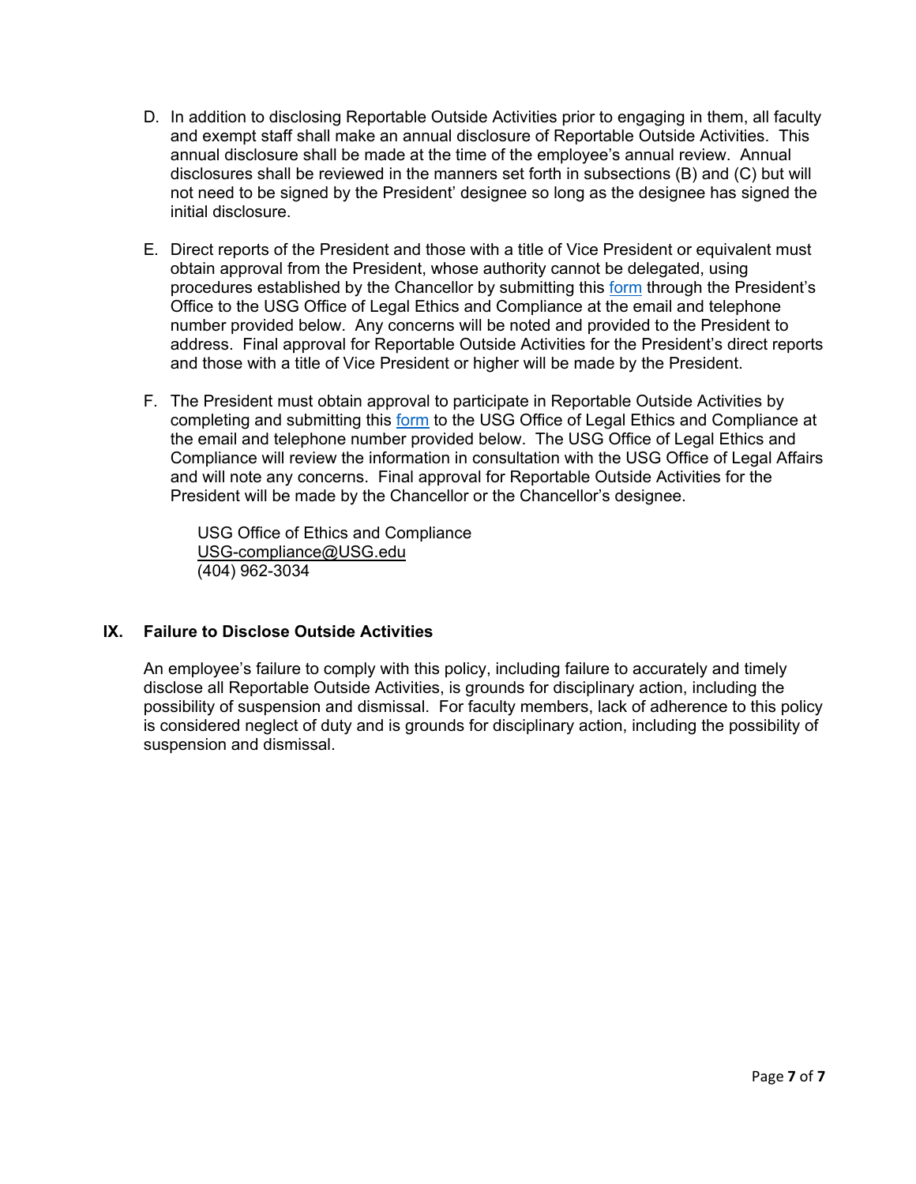D. In addition to disclosing Reportable Outside Activities prior to engaging in them, all faculty and exempt staff shall make an annual disclosure of Reportable Outside Activities. This annual disclosure shall be made at the time of the employee's annual review. Annual disclosures shall be reviewed in the manners set forth in subsections (B) and (C) but will not need to be signed by the President' designee so long as the designee has signed the initial disclosure.

E. Direct reports of the President and those with a title of Vice President or equivalent must obtain approval from the President, whose authority cannot be delegated, using procedures established by the Chancellor by submitting this form through the President's Office to the USG Office of Legal Ethics and Compliance at the email and telephone number provided below. Any concerns will be noted and provided to the President to address. Final approval for Reportable Outside Activities for the President's direct reports and those with a title of Vice President or higher will be made by the President.

F. The President must obtain approval to participate in Reportable Outside Activities by completing and submitting this form to the USG Office of Legal Ethics and Compliance at the email and telephone number provided below. The USG Office of Legal Ethics and Compliance will review the information in consultation with the USG Office of Legal Affairs and will note any concerns. Final approval for Reportable Outside Activities for the President will be made by the Chancellor or the Chancellor's designee.

USG Office of Ethics and Compliance
USG-compliance@USG.edu
(404) 962-3034

## IX. Failure to Disclose Outside Activities

An employee's failure to comply with this policy, including failure to accurately and timely disclose all Reportable Outside Activities, is grounds for disciplinary action, including the possibility of suspension and dismissal. For faculty members, lack of adherence to this policy is considered neglect of duty and is grounds for disciplinary action, including the possibility of suspension and dismissal.